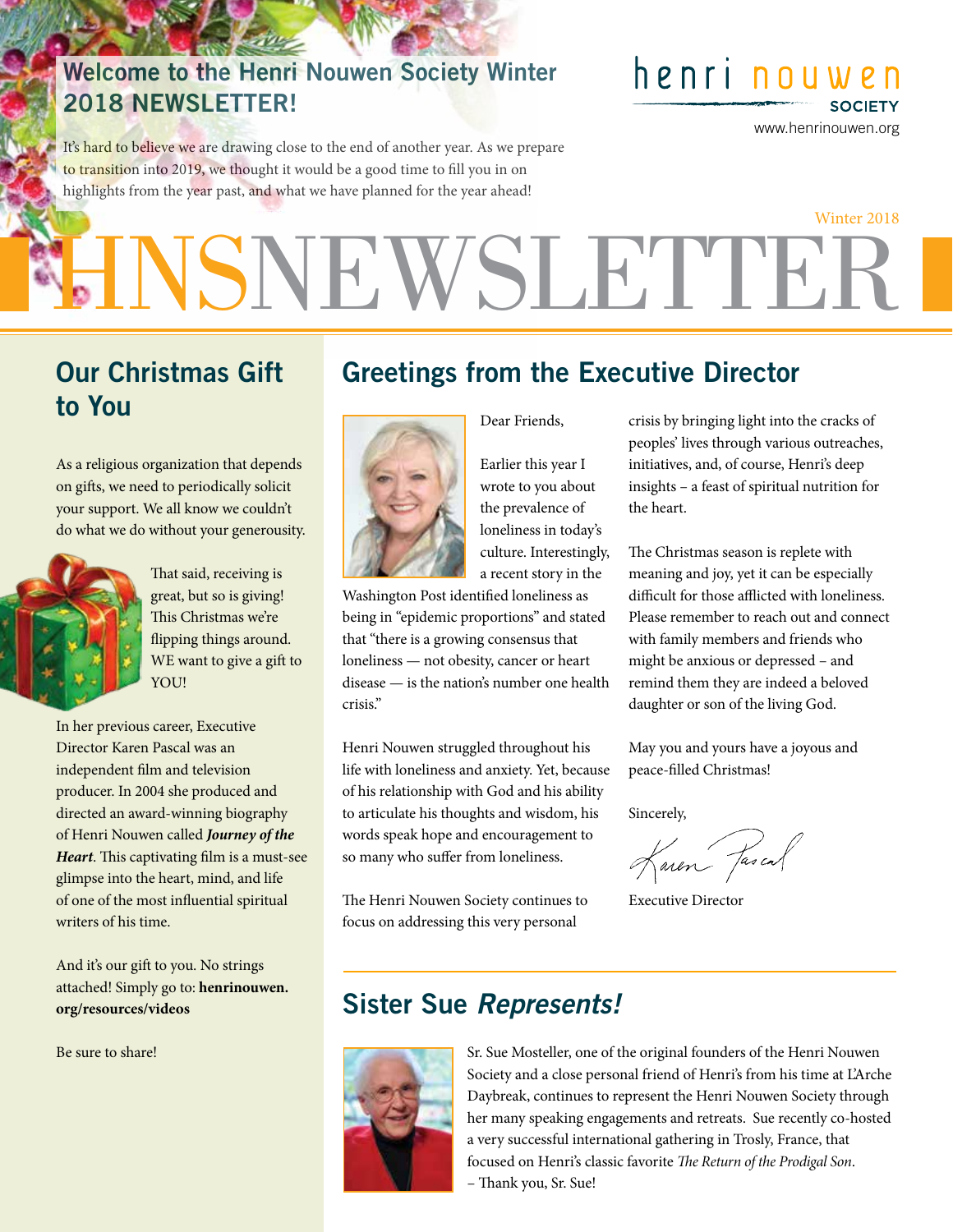# Welcome to the Henri Nouwen Society Winter 2018 NEWSLETTER!

henri nouwen SOCIETY
www.henrinouwen.org

It's hard to believe we are drawing close to the end of another year. As we prepare to transition into 2019, we thought it would be a good time to fill you in on highlights from the year past, and what we have planned for the year ahead!

Winter 2018

# HNSNEWSLETTER

## Our Christmas Gift to You

As a religious organization that depends on gifts, we need to periodically solicit your support. We all know we couldn't do what we do without your generousity.

That said, receiving is great, but so is giving! This Christmas we're flipping things around. WE want to give a gift to YOU!

In her previous career, Executive Director Karen Pascal was an independent film and television producer. In 2004 she produced and directed an award-winning biography of Henri Nouwen called ***Journey of the Heart***. This captivating film is a must-see glimpse into the heart, mind, and life of one of the most influential spiritual writers of his time.

And it's our gift to you. No strings attached! Simply go to: **henrinouwen.org/resources/videos**

Be sure to share!

## Greetings from the Executive Director

Dear Friends,

Earlier this year I wrote to you about the prevalence of loneliness in today's culture. Interestingly, a recent story in the Washington Post identified loneliness as being in "epidemic proportions" and stated that "there is a growing consensus that loneliness — not obesity, cancer or heart disease — is the nation's number one health crisis."

Henri Nouwen struggled throughout his life with loneliness and anxiety. Yet, because of his relationship with God and his ability to articulate his thoughts and wisdom, his words speak hope and encouragement to so many who suffer from loneliness.

The Henri Nouwen Society continues to focus on addressing this very personal crisis by bringing light into the cracks of peoples' lives through various outreaches, initiatives, and, of course, Henri's deep insights – a feast of spiritual nutrition for the heart.

The Christmas season is replete with meaning and joy, yet it can be especially difficult for those afflicted with loneliness. Please remember to reach out and connect with family members and friends who might be anxious or depressed – and remind them they are indeed a beloved daughter or son of the living God.

May you and yours have a joyous and peace-filled Christmas!

Sincerely,

Karen Pascal

Executive Director

## Sister Sue *Represents!*

Sr. Sue Mosteller, one of the original founders of the Henri Nouwen Society and a close personal friend of Henri's from his time at L'Arche Daybreak, continues to represent the Henri Nouwen Society through her many speaking engagements and retreats. Sue recently co-hosted a very successful international gathering in Trosly, France, that focused on Henri's classic favorite *The Return of the Prodigal Son*.
– Thank you, Sr. Sue!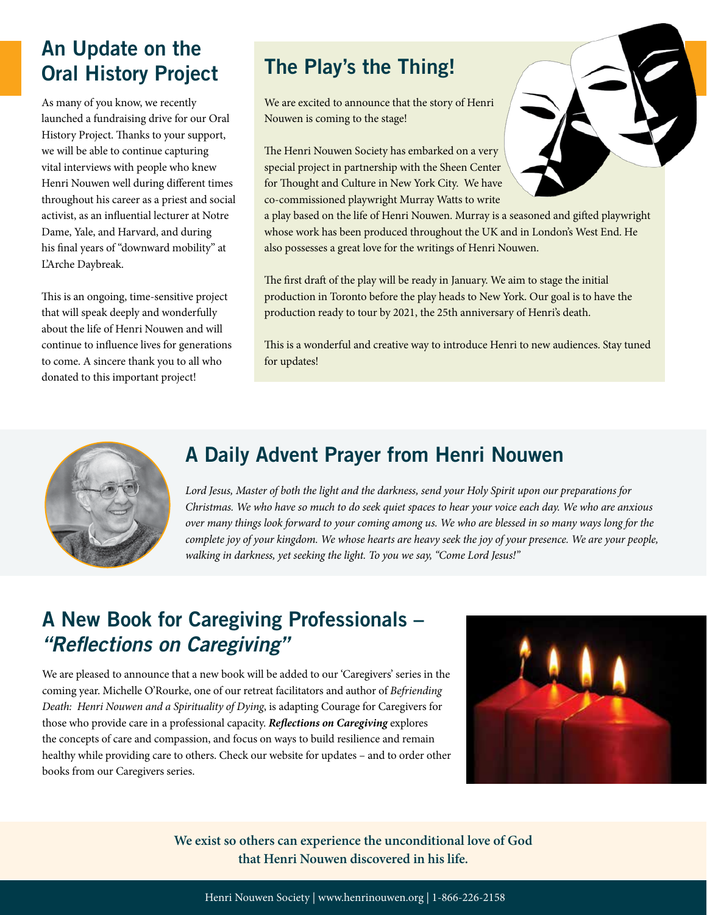## An Update on the Oral History Project

As many of you know, we recently launched a fundraising drive for our Oral History Project. Thanks to your support, we will be able to continue capturing vital interviews with people who knew Henri Nouwen well during different times throughout his career as a priest and social activist, as an influential lecturer at Notre Dame, Yale, and Harvard, and during his final years of "downward mobility" at L'Arche Daybreak.

This is an ongoing, time-sensitive project that will speak deeply and wonderfully about the life of Henri Nouwen and will continue to influence lives for generations to come. A sincere thank you to all who donated to this important project!

## The Play's the Thing!

We are excited to announce that the story of Henri Nouwen is coming to the stage!

The Henri Nouwen Society has embarked on a very special project in partnership with the Sheen Center for Thought and Culture in New York City. We have co-commissioned playwright Murray Watts to write a play based on the life of Henri Nouwen. Murray is a seasoned and gifted playwright whose work has been produced throughout the UK and in London's West End. He also possesses a great love for the writings of Henri Nouwen.

The first draft of the play will be ready in January. We aim to stage the initial production in Toronto before the play heads to New York. Our goal is to have the production ready to tour by 2021, the 25th anniversary of Henri's death.

This is a wonderful and creative way to introduce Henri to new audiences. Stay tuned for updates!

## A Daily Advent Prayer from Henri Nouwen

*Lord Jesus, Master of both the light and the darkness, send your Holy Spirit upon our preparations for Christmas. We who have so much to do seek quiet spaces to hear your voice each day. We who are anxious over many things look forward to your coming among us. We who are blessed in so many ways long for the complete joy of your kingdom. We whose hearts are heavy seek the joy of your presence. We are your people, walking in darkness, yet seeking the light. To you we say, "Come Lord Jesus!"*

## A New Book for Caregiving Professionals – *"Reflections on Caregiving"*

We are pleased to announce that a new book will be added to our 'Caregivers' series in the coming year. Michelle O'Rourke, one of our retreat facilitators and author of *Befriending Death: Henri Nouwen and a Spirituality of Dying*, is adapting Courage for Caregivers for those who provide care in a professional capacity. ***Reflections on Caregiving*** explores the concepts of care and compassion, and focus on ways to build resilience and remain healthy while providing care to others. Check our website for updates – and to order other books from our Caregivers series.

**We exist so others can experience the unconditional love of God that Henri Nouwen discovered in his life.**

Henri Nouwen Society | www.henrinouwen.org | 1-866-226-2158